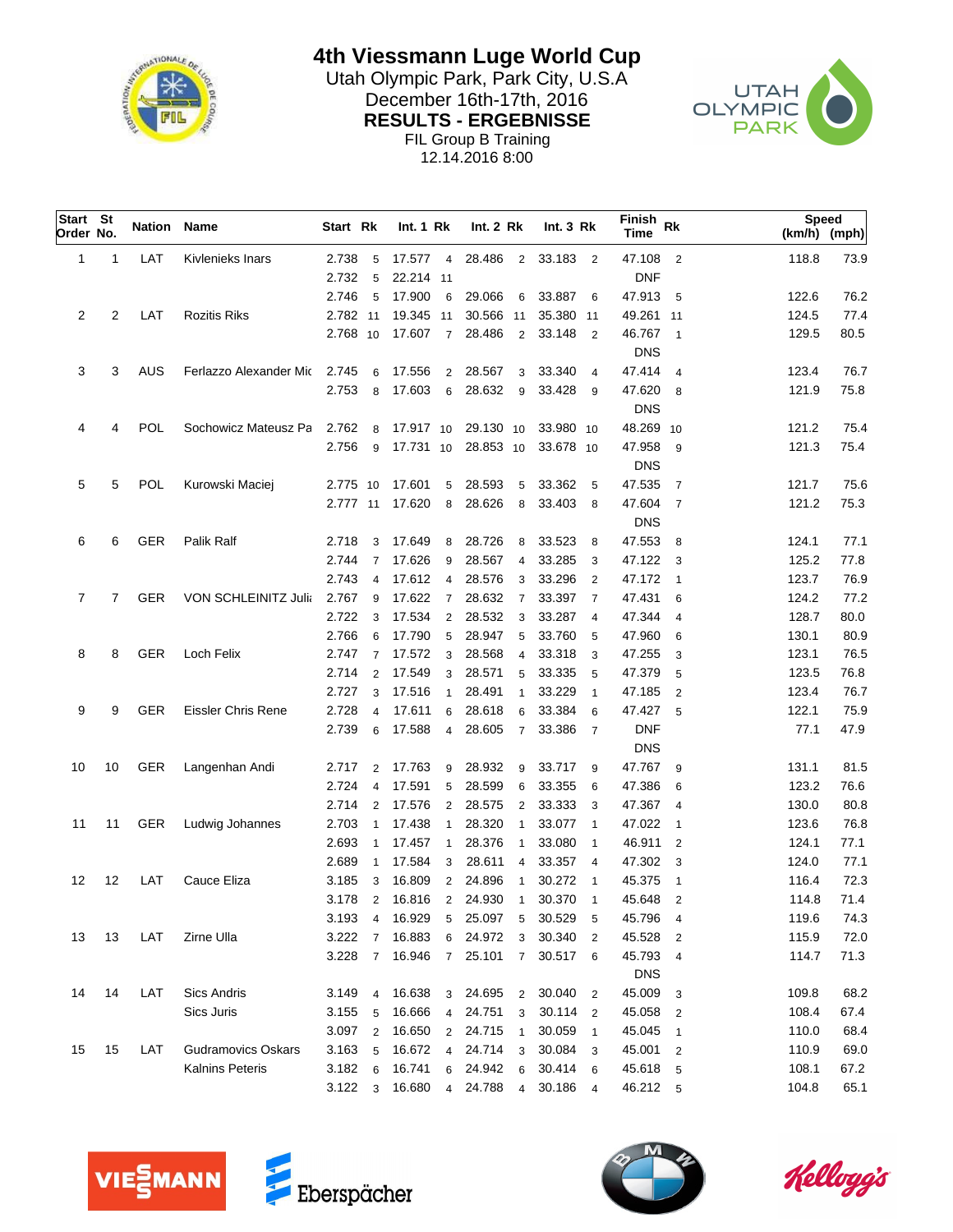# 4th Viessmann Luge World Cup

Utah Olympic Park, Park City, U.S.A

December 16th-17th, 2016

**RESULTS - ERGEBNISSE**

FIL Group B Training

12.14.2016 8:00

| Start Order | St No. | Nation | Name | Start | Rk | Int. 1 | Rk | Int. 2 | Rk | Int. 3 | Rk | Finish Time | Rk | Speed (km/h) | (mph) |
|---|---|---|---|---|---|---|---|---|---|---|---|---|---|---|---|
| 1 | 1 | LAT | Kivlenieks Inars | 2.738 | 5 | 17.577 | 4 | 28.486 | 2 | 33.183 | 2 | 47.108 | 2 | 118.8 | 73.9 |
| | | | | 2.732 | 5 | 22.214 | 11 | | | | | DNF | | | |
| | | | | 2.746 | 5 | 17.900 | 6 | 29.066 | 6 | 33.887 | 6 | 47.913 | 5 | 122.6 | 76.2 |
| 2 | 2 | LAT | Rozitis Riks | 2.782 | 11 | 19.345 | 11 | 30.566 | 11 | 35.380 | 11 | 49.261 | 11 | 124.5 | 77.4 |
| | | | | 2.768 | 10 | 17.607 | 7 | 28.486 | 2 | 33.148 | 2 | 46.767 | 1 | 129.5 | 80.5 |
| | | | | | | | | | | | | DNS | | | |
| 3 | 3 | AUS | Ferlazzo Alexander Mic | 2.745 | 6 | 17.556 | 2 | 28.567 | 3 | 33.340 | 4 | 47.414 | 4 | 123.4 | 76.7 |
| | | | | 2.753 | 8 | 17.603 | 6 | 28.632 | 9 | 33.428 | 9 | 47.620 | 8 | 121.9 | 75.8 |
| | | | | | | | | | | | | DNS | | | |
| 4 | 4 | POL | Sochowicz Mateusz Pa | 2.762 | 8 | 17.917 | 10 | 29.130 | 10 | 33.980 | 10 | 48.269 | 10 | 121.2 | 75.4 |
| | | | | 2.756 | 9 | 17.731 | 10 | 28.853 | 10 | 33.678 | 10 | 47.958 | 9 | 121.3 | 75.4 |
| | | | | | | | | | | | | DNS | | | |
| 5 | 5 | POL | Kurowski Maciej | 2.775 | 10 | 17.601 | 5 | 28.593 | 5 | 33.362 | 5 | 47.535 | 7 | 121.7 | 75.6 |
| | | | | 2.777 | 11 | 17.620 | 8 | 28.626 | 8 | 33.403 | 8 | 47.604 | 7 | 121.2 | 75.3 |
| | | | | | | | | | | | | DNS | | | |
| 6 | 6 | GER | Palik Ralf | 2.718 | 3 | 17.649 | 8 | 28.726 | 8 | 33.523 | 8 | 47.553 | 8 | 124.1 | 77.1 |
| | | | | 2.744 | 7 | 17.626 | 9 | 28.567 | 4 | 33.285 | 3 | 47.122 | 3 | 125.2 | 77.8 |
| | | | | 2.743 | 4 | 17.612 | 4 | 28.576 | 3 | 33.296 | 2 | 47.172 | 1 | 123.7 | 76.9 |
| 7 | 7 | GER | VON SCHLEINITZ Julia | 2.767 | 9 | 17.622 | 7 | 28.632 | 7 | 33.397 | 7 | 47.431 | 6 | 124.2 | 77.2 |
| | | | | 2.722 | 3 | 17.534 | 2 | 28.532 | 3 | 33.287 | 4 | 47.344 | 4 | 128.7 | 80.0 |
| | | | | 2.766 | 6 | 17.790 | 5 | 28.947 | 5 | 33.760 | 5 | 47.960 | 6 | 130.1 | 80.9 |
| 8 | 8 | GER | Loch Felix | 2.747 | 7 | 17.572 | 3 | 28.568 | 4 | 33.318 | 3 | 47.255 | 3 | 123.1 | 76.5 |
| | | | | 2.714 | 2 | 17.549 | 3 | 28.571 | 5 | 33.335 | 5 | 47.379 | 5 | 123.5 | 76.8 |
| | | | | 2.727 | 3 | 17.516 | 1 | 28.491 | 1 | 33.229 | 1 | 47.185 | 2 | 123.4 | 76.7 |
| 9 | 9 | GER | Eissler Chris Rene | 2.728 | 4 | 17.611 | 6 | 28.618 | 6 | 33.384 | 6 | 47.427 | 5 | 122.1 | 75.9 |
| | | | | 2.739 | 6 | 17.588 | 4 | 28.605 | 7 | 33.386 | 7 | DNF | | 77.1 | 47.9 |
| | | | | | | | | | | | | DNS | | | |
| 10 | 10 | GER | Langenhan Andi | 2.717 | 2 | 17.763 | 9 | 28.932 | 9 | 33.717 | 9 | 47.767 | 9 | 131.1 | 81.5 |
| | | | | 2.724 | 4 | 17.591 | 5 | 28.599 | 6 | 33.355 | 6 | 47.386 | 6 | 123.2 | 76.6 |
| | | | | 2.714 | 2 | 17.576 | 2 | 28.575 | 2 | 33.333 | 3 | 47.367 | 4 | 130.0 | 80.8 |
| 11 | 11 | GER | Ludwig Johannes | 2.703 | 1 | 17.438 | 1 | 28.320 | 1 | 33.077 | 1 | 47.022 | 1 | 123.6 | 76.8 |
| | | | | 2.693 | 1 | 17.457 | 1 | 28.376 | 1 | 33.080 | 1 | 46.911 | 2 | 124.1 | 77.1 |
| | | | | 2.689 | 1 | 17.584 | 3 | 28.611 | 4 | 33.357 | 4 | 47.302 | 3 | 124.0 | 77.1 |
| 12 | 12 | LAT | Cauce Eliza | 3.185 | 3 | 16.809 | 2 | 24.896 | 1 | 30.272 | 1 | 45.375 | 1 | 116.4 | 72.3 |
| | | | | 3.178 | 2 | 16.816 | 2 | 24.930 | 1 | 30.370 | 1 | 45.648 | 2 | 114.8 | 71.4 |
| | | | | 3.193 | 4 | 16.929 | 5 | 25.097 | 5 | 30.529 | 5 | 45.796 | 4 | 119.6 | 74.3 |
| 13 | 13 | LAT | Zirne Ulla | 3.222 | 7 | 16.883 | 6 | 24.972 | 3 | 30.340 | 2 | 45.528 | 2 | 115.9 | 72.0 |
| | | | | 3.228 | 7 | 16.946 | 7 | 25.101 | 7 | 30.517 | 6 | 45.793 | 4 | 114.7 | 71.3 |
| | | | | | | | | | | | | DNS | | | |
| 14 | 14 | LAT | Sics Andris | 3.149 | 4 | 16.638 | 3 | 24.695 | 2 | 30.040 | 2 | 45.009 | 3 | 109.8 | 68.2 |
| | | | Sics Juris | 3.155 | 5 | 16.666 | 4 | 24.751 | 3 | 30.114 | 2 | 45.058 | 2 | 108.4 | 67.4 |
| | | | | 3.097 | 2 | 16.650 | 2 | 24.715 | 1 | 30.059 | 1 | 45.045 | 1 | 110.0 | 68.4 |
| 15 | 15 | LAT | Gudramovics Oskars | 3.163 | 5 | 16.672 | 4 | 24.714 | 3 | 30.084 | 3 | 45.001 | 2 | 110.9 | 69.0 |
| | | | Kalnins Peteris | 3.182 | 6 | 16.741 | 6 | 24.942 | 6 | 30.414 | 6 | 45.618 | 5 | 108.1 | 67.2 |
| | | | | 3.122 | 3 | 16.680 | 4 | 24.788 | 4 | 30.186 | 4 | 46.212 | 5 | 104.8 | 65.1 |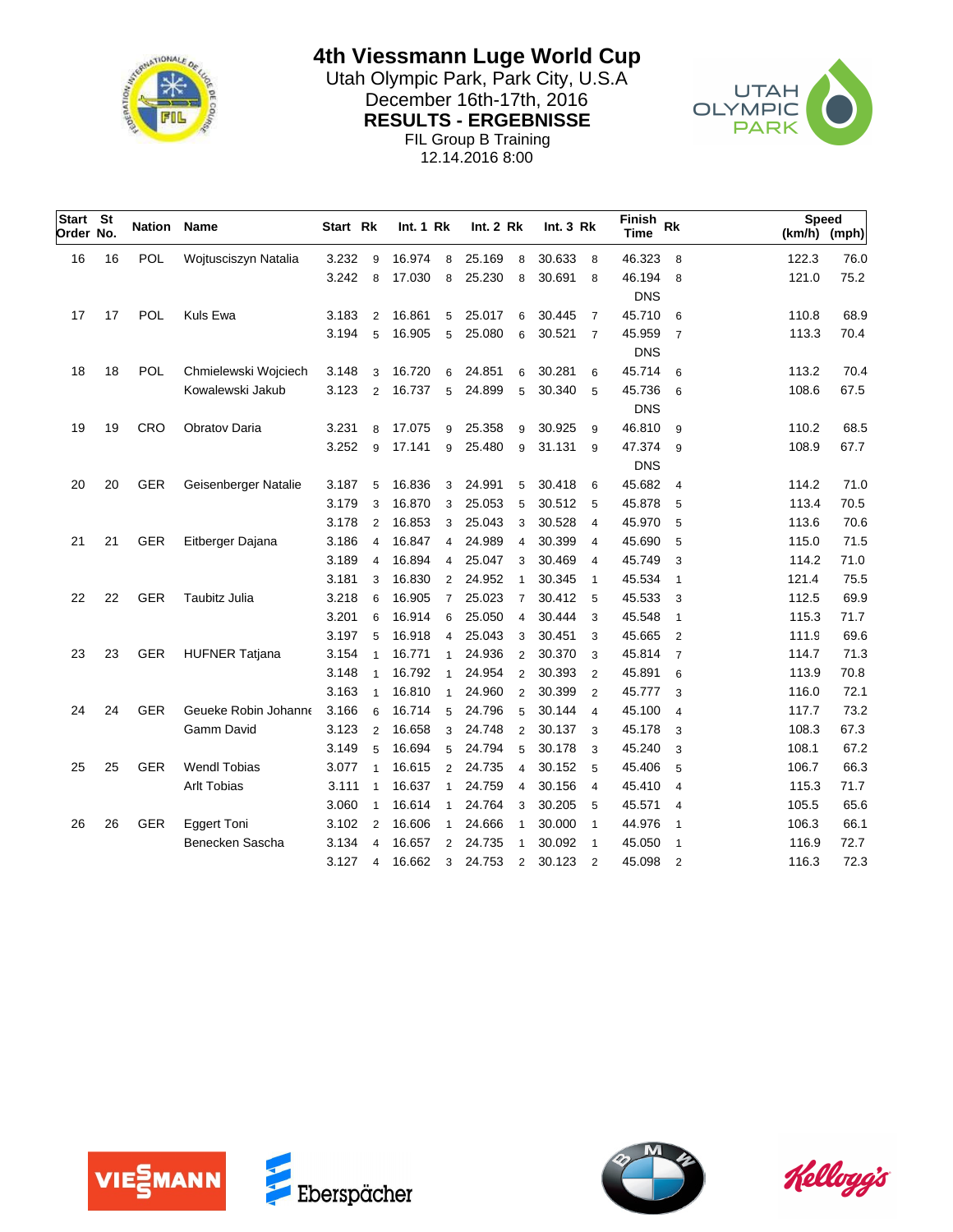# 4th Viessmann Luge World Cup

Utah Olympic Park, Park City, U.S.A
December 16th-17th, 2016
**RESULTS - ERGEBNISSE**
FIL Group B Training
12.14.2016 8:00

| Start Order | St No. | Nation | Name | Start | Rk | Int. 1 | Rk | Int. 2 | Rk | Int. 3 | Rk | Finish Time | Rk | Speed (km/h) | (mph) |
|---|---|---|---|---|---|---|---|---|---|---|---|---|---|---|---|
| 16 | 16 | POL | Wojtusciszyn Natalia | 3.232 | 9 | 16.974 | 8 | 25.169 | 8 | 30.633 | 8 | 46.323 | 8 | 122.3 | 76.0 |
| | | | | 3.242 | 8 | 17.030 | 8 | 25.230 | 8 | 30.691 | 8 | 46.194 | 8 | 121.0 | 75.2 |
| | | | | | | | | | | | | DNS | | | |
| 17 | 17 | POL | Kuls Ewa | 3.183 | 2 | 16.861 | 5 | 25.017 | 6 | 30.445 | 7 | 45.710 | 6 | 110.8 | 68.9 |
| | | | | 3.194 | 5 | 16.905 | 5 | 25.080 | 6 | 30.521 | 7 | 45.959 | 7 | 113.3 | 70.4 |
| | | | | | | | | | | | | DNS | | | |
| 18 | 18 | POL | Chmielewski Wojciech | 3.148 | 3 | 16.720 | 6 | 24.851 | 6 | 30.281 | 6 | 45.714 | 6 | 113.2 | 70.4 |
| | | | Kowalewski Jakub | 3.123 | 2 | 16.737 | 5 | 24.899 | 5 | 30.340 | 5 | 45.736 | 6 | 108.6 | 67.5 |
| | | | | | | | | | | | | DNS | | | |
| 19 | 19 | CRO | Obratov Daria | 3.231 | 8 | 17.075 | 9 | 25.358 | 9 | 30.925 | 9 | 46.810 | 9 | 110.2 | 68.5 |
| | | | | 3.252 | 9 | 17.141 | 9 | 25.480 | 9 | 31.131 | 9 | 47.374 | 9 | 108.9 | 67.7 |
| | | | | | | | | | | | | DNS | | | |
| 20 | 20 | GER | Geisenberger Natalie | 3.187 | 5 | 16.836 | 3 | 24.991 | 5 | 30.418 | 6 | 45.682 | 4 | 114.2 | 71.0 |
| | | | | 3.179 | 3 | 16.870 | 3 | 25.053 | 5 | 30.512 | 5 | 45.878 | 5 | 113.4 | 70.5 |
| | | | | 3.178 | 2 | 16.853 | 3 | 25.043 | 3 | 30.528 | 4 | 45.970 | 5 | 113.6 | 70.6 |
| 21 | 21 | GER | Eitberger Dajana | 3.186 | 4 | 16.847 | 4 | 24.989 | 4 | 30.399 | 4 | 45.690 | 5 | 115.0 | 71.5 |
| | | | | 3.189 | 4 | 16.894 | 4 | 25.047 | 3 | 30.469 | 4 | 45.749 | 3 | 114.2 | 71.0 |
| | | | | 3.181 | 3 | 16.830 | 2 | 24.952 | 1 | 30.345 | 1 | 45.534 | 1 | 121.4 | 75.5 |
| 22 | 22 | GER | Taubitz Julia | 3.218 | 6 | 16.905 | 7 | 25.023 | 7 | 30.412 | 5 | 45.533 | 3 | 112.5 | 69.9 |
| | | | | 3.201 | 6 | 16.914 | 6 | 25.050 | 4 | 30.444 | 3 | 45.548 | 1 | 115.3 | 71.7 |
| | | | | 3.197 | 5 | 16.918 | 4 | 25.043 | 3 | 30.451 | 3 | 45.665 | 2 | 111.9 | 69.6 |
| 23 | 23 | GER | HUFNER Tatjana | 3.154 | 1 | 16.771 | 1 | 24.936 | 2 | 30.370 | 3 | 45.814 | 7 | 114.7 | 71.3 |
| | | | | 3.148 | 1 | 16.792 | 1 | 24.954 | 2 | 30.393 | 2 | 45.891 | 6 | 113.9 | 70.8 |
| | | | | 3.163 | 1 | 16.810 | 1 | 24.960 | 2 | 30.399 | 2 | 45.777 | 3 | 116.0 | 72.1 |
| 24 | 24 | GER | Geueke Robin Johanne | 3.166 | 6 | 16.714 | 5 | 24.796 | 5 | 30.144 | 4 | 45.100 | 4 | 117.7 | 73.2 |
| | | | Gamm David | 3.123 | 2 | 16.658 | 3 | 24.748 | 2 | 30.137 | 3 | 45.178 | 3 | 108.3 | 67.3 |
| | | | | 3.149 | 5 | 16.694 | 5 | 24.794 | 5 | 30.178 | 3 | 45.240 | 3 | 108.1 | 67.2 |
| 25 | 25 | GER | Wendl Tobias | 3.077 | 1 | 16.615 | 2 | 24.735 | 4 | 30.152 | 5 | 45.406 | 5 | 106.7 | 66.3 |
| | | | Arlt Tobias | 3.111 | 1 | 16.637 | 1 | 24.759 | 4 | 30.156 | 4 | 45.410 | 4 | 115.3 | 71.7 |
| | | | | 3.060 | 1 | 16.614 | 1 | 24.764 | 3 | 30.205 | 5 | 45.571 | 4 | 105.5 | 65.6 |
| 26 | 26 | GER | Eggert Toni | 3.102 | 2 | 16.606 | 1 | 24.666 | 1 | 30.000 | 1 | 44.976 | 1 | 106.3 | 66.1 |
| | | | Benecken Sascha | 3.134 | 4 | 16.657 | 2 | 24.735 | 1 | 30.092 | 1 | 45.050 | 1 | 116.9 | 72.7 |
| | | | | 3.127 | 4 | 16.662 | 3 | 24.753 | 2 | 30.123 | 2 | 45.098 | 2 | 116.3 | 72.3 |